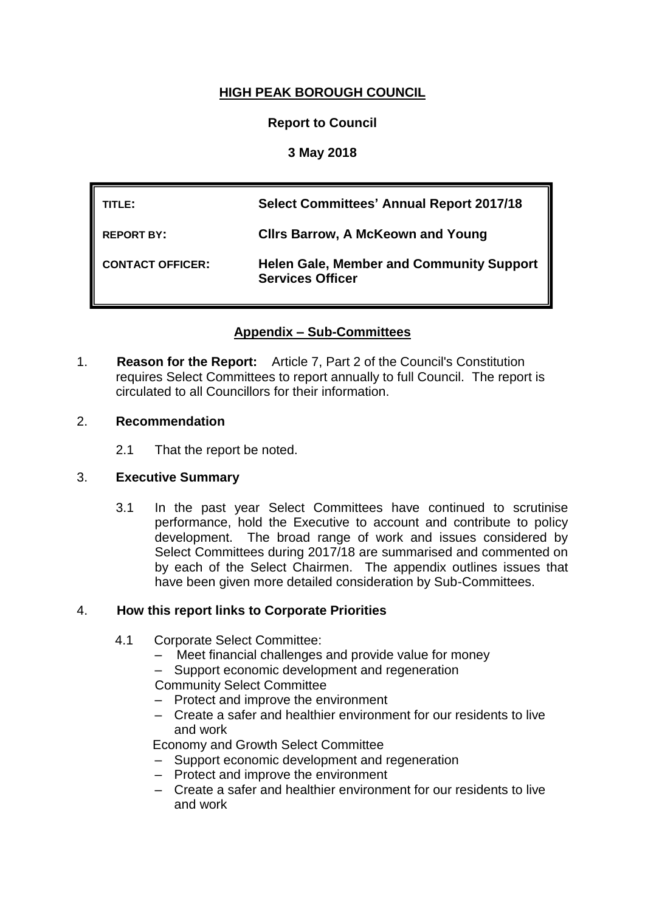# HIGH PEAK BOROUGH COUNCIL

**Report to Council**

**3 May 2018**

| | |
|---|---|
| **TITLE:** | **Select Committees' Annual Report 2017/18** |
| **REPORT BY:** | **Cllrs Barrow, A McKeown and Young** |
| **CONTACT OFFICER:** | **Helen Gale, Member and Community Support Services Officer** |

**Appendix – Sub-Committees**

1. **Reason for the Report:** Article 7, Part 2 of the Council's Constitution requires Select Committees to report annually to full Council. The report is circulated to all Councillors for their information.

2. **Recommendation**

   2.1 That the report be noted.

3. **Executive Summary**

   3.1 In the past year Select Committees have continued to scrutinise performance, hold the Executive to account and contribute to policy development. The broad range of work and issues considered by Select Committees during 2017/18 are summarised and commented on by each of the Select Chairmen. The appendix outlines issues that have been given more detailed consideration by Sub-Committees.

4. **How this report links to Corporate Priorities**

   4.1 Corporate Select Committee:
   - Meet financial challenges and provide value for money
   - Support economic development and regeneration

   Community Select Committee
   - Protect and improve the environment
   - Create a safer and healthier environment for our residents to live and work

   Economy and Growth Select Committee
   - Support economic development and regeneration
   - Protect and improve the environment
   - Create a safer and healthier environment for our residents to live and work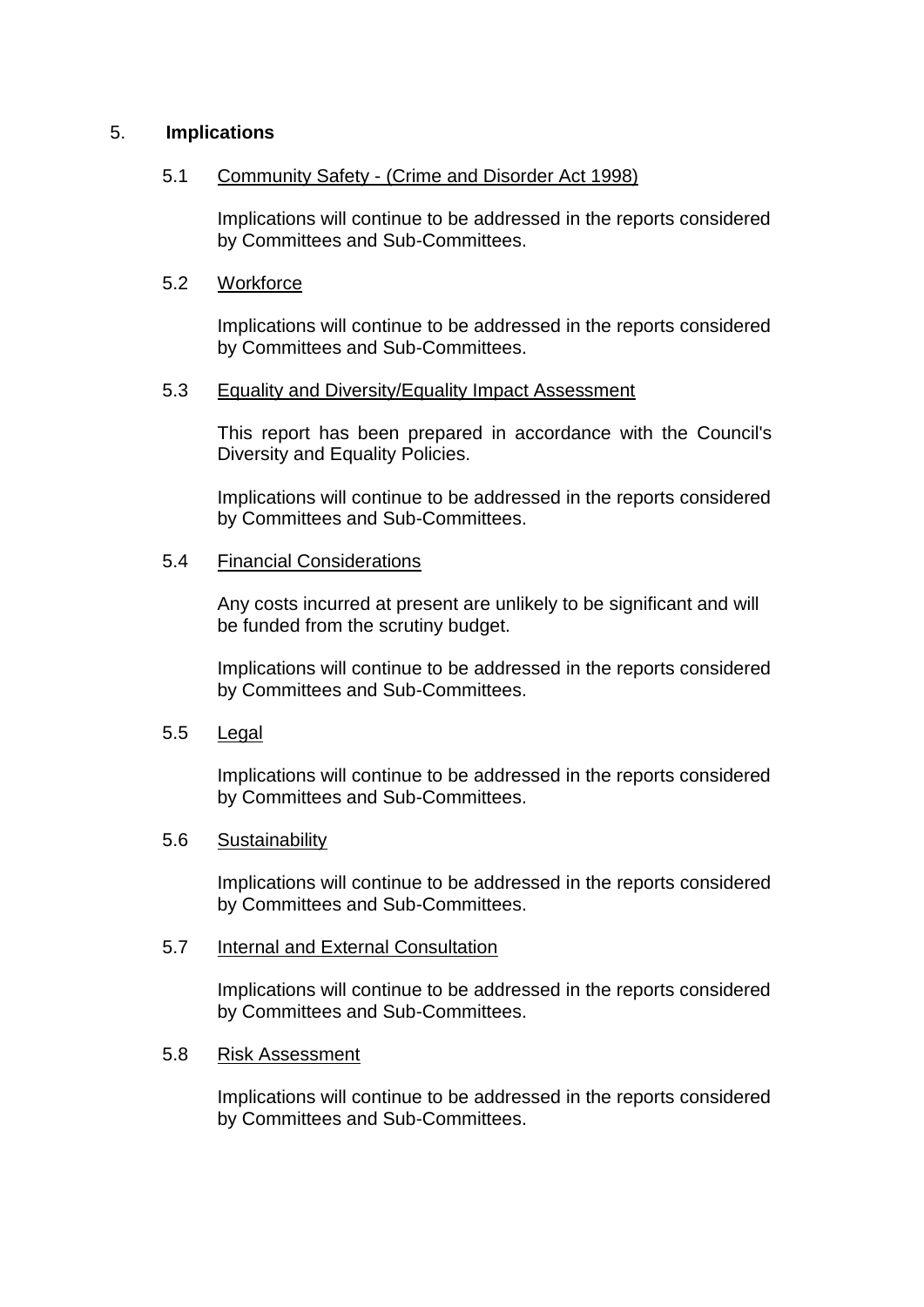## 5. Implications

### 5.1 Community Safety - (Crime and Disorder Act 1998)

Implications will continue to be addressed in the reports considered by Committees and Sub-Committees.

### 5.2 Workforce

Implications will continue to be addressed in the reports considered by Committees and Sub-Committees.

### 5.3 Equality and Diversity/Equality Impact Assessment

This report has been prepared in accordance with the Council's Diversity and Equality Policies.

Implications will continue to be addressed in the reports considered by Committees and Sub-Committees.

### 5.4 Financial Considerations

Any costs incurred at present are unlikely to be significant and will be funded from the scrutiny budget.

Implications will continue to be addressed in the reports considered by Committees and Sub-Committees.

### 5.5 Legal

Implications will continue to be addressed in the reports considered by Committees and Sub-Committees.

### 5.6 Sustainability

Implications will continue to be addressed in the reports considered by Committees and Sub-Committees.

### 5.7 Internal and External Consultation

Implications will continue to be addressed in the reports considered by Committees and Sub-Committees.

### 5.8 Risk Assessment

Implications will continue to be addressed in the reports considered by Committees and Sub-Committees.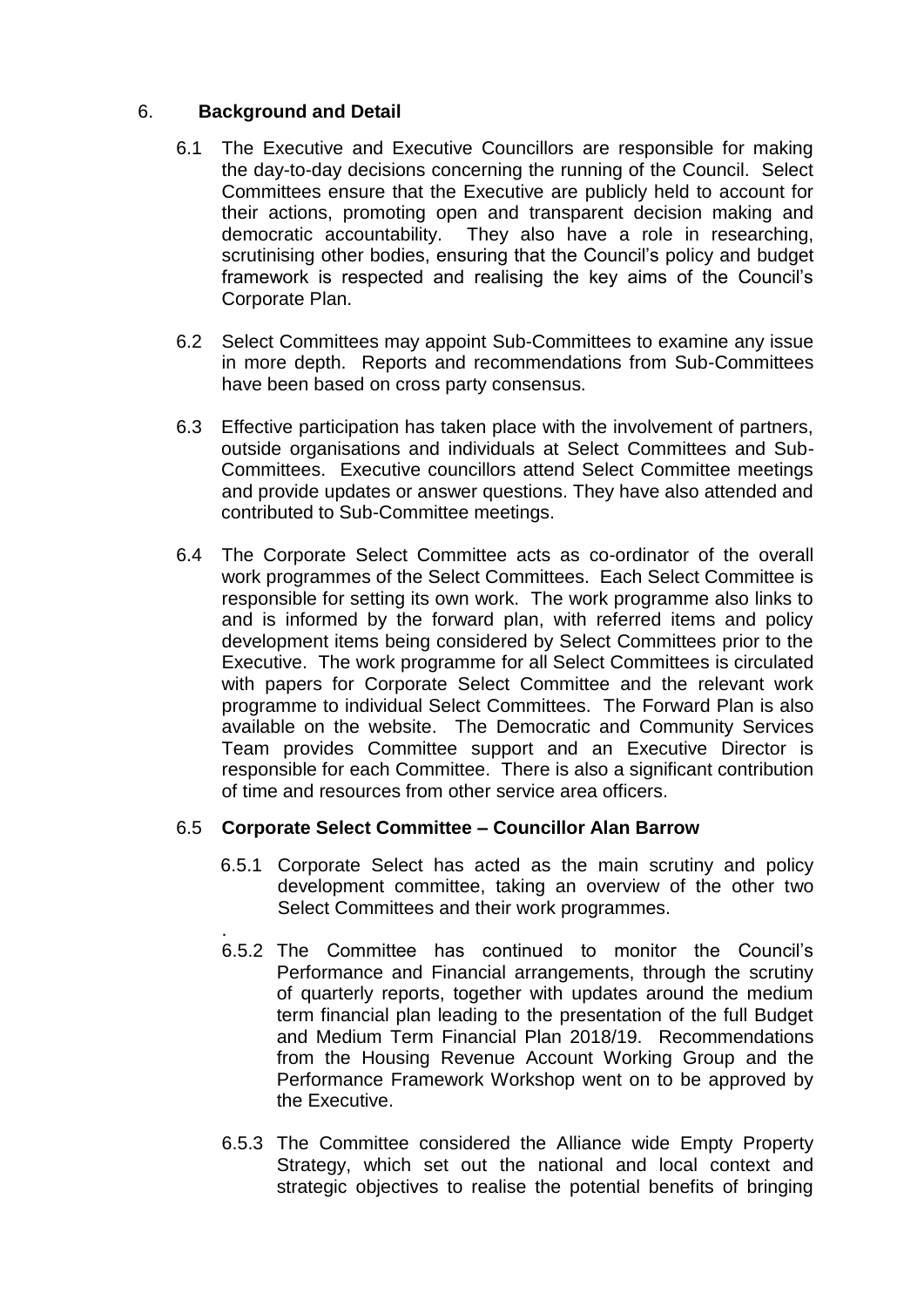## 6. **Background and Detail**

6.1 The Executive and Executive Councillors are responsible for making the day-to-day decisions concerning the running of the Council. Select Committees ensure that the Executive are publicly held to account for their actions, promoting open and transparent decision making and democratic accountability. They also have a role in researching, scrutinising other bodies, ensuring that the Council's policy and budget framework is respected and realising the key aims of the Council's Corporate Plan.

6.2 Select Committees may appoint Sub-Committees to examine any issue in more depth. Reports and recommendations from Sub-Committees have been based on cross party consensus.

6.3 Effective participation has taken place with the involvement of partners, outside organisations and individuals at Select Committees and Sub-Committees. Executive councillors attend Select Committee meetings and provide updates or answer questions. They have also attended and contributed to Sub-Committee meetings.

6.4 The Corporate Select Committee acts as co-ordinator of the overall work programmes of the Select Committees. Each Select Committee is responsible for setting its own work. The work programme also links to and is informed by the forward plan, with referred items and policy development items being considered by Select Committees prior to the Executive. The work programme for all Select Committees is circulated with papers for Corporate Select Committee and the relevant work programme to individual Select Committees. The Forward Plan is also available on the website. The Democratic and Community Services Team provides Committee support and an Executive Director is responsible for each Committee. There is also a significant contribution of time and resources from other service area officers.

### 6.5 **Corporate Select Committee – Councillor Alan Barrow**

6.5.1 Corporate Select has acted as the main scrutiny and policy development committee, taking an overview of the other two Select Committees and their work programmes.

6.5.2 The Committee has continued to monitor the Council's Performance and Financial arrangements, through the scrutiny of quarterly reports, together with updates around the medium term financial plan leading to the presentation of the full Budget and Medium Term Financial Plan 2018/19. Recommendations from the Housing Revenue Account Working Group and the Performance Framework Workshop went on to be approved by the Executive.

6.5.3 The Committee considered the Alliance wide Empty Property Strategy, which set out the national and local context and strategic objectives to realise the potential benefits of bringing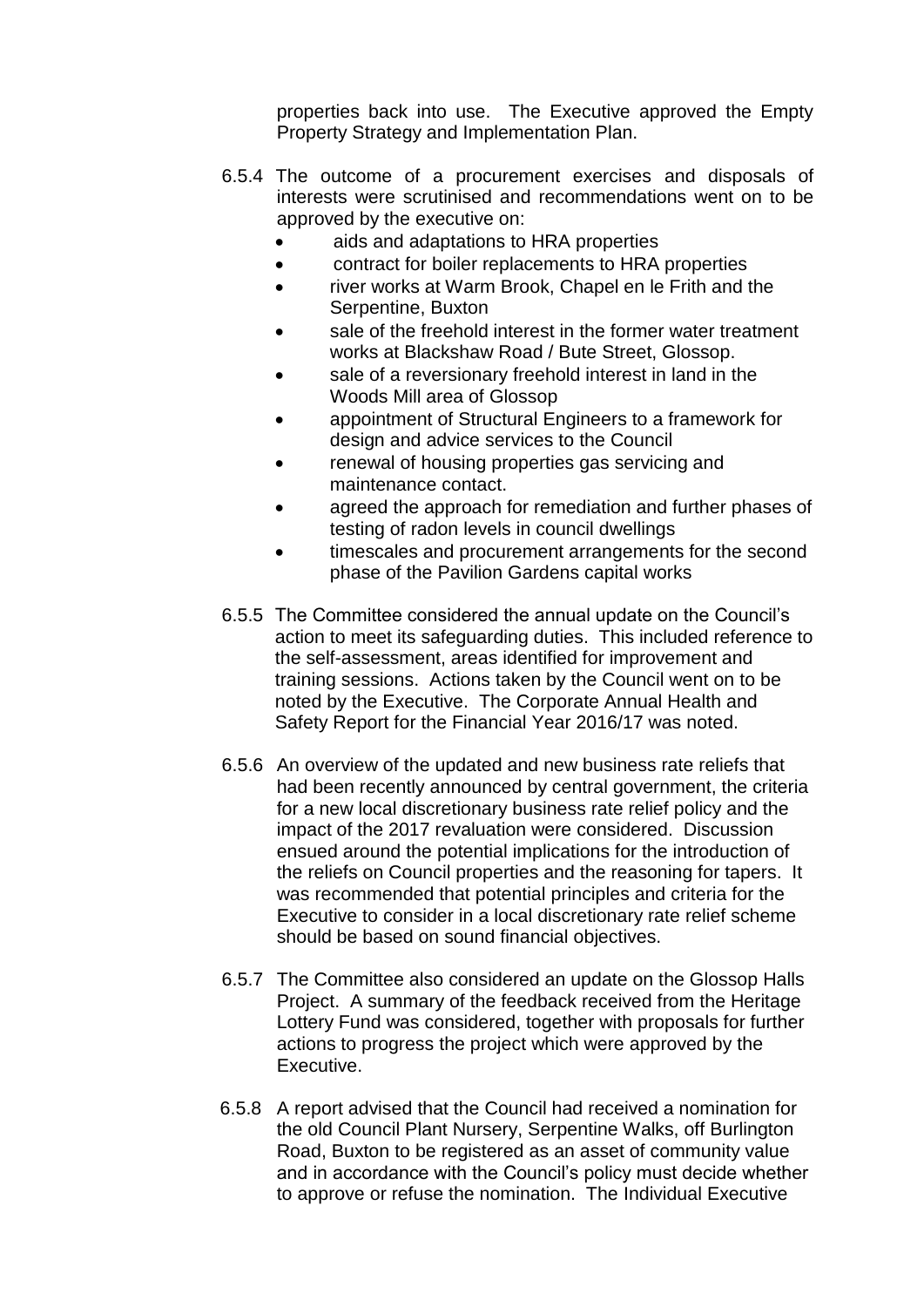properties back into use. The Executive approved the Empty Property Strategy and Implementation Plan.

6.5.4 The outcome of a procurement exercises and disposals of interests were scrutinised and recommendations went on to be approved by the executive on:

- aids and adaptations to HRA properties
- contract for boiler replacements to HRA properties
- river works at Warm Brook, Chapel en le Frith and the Serpentine, Buxton
- sale of the freehold interest in the former water treatment works at Blackshaw Road / Bute Street, Glossop.
- sale of a reversionary freehold interest in land in the Woods Mill area of Glossop
- appointment of Structural Engineers to a framework for design and advice services to the Council
- renewal of housing properties gas servicing and maintenance contact.
- agreed the approach for remediation and further phases of testing of radon levels in council dwellings
- timescales and procurement arrangements for the second phase of the Pavilion Gardens capital works

6.5.5 The Committee considered the annual update on the Council's action to meet its safeguarding duties. This included reference to the self-assessment, areas identified for improvement and training sessions. Actions taken by the Council went on to be noted by the Executive. The Corporate Annual Health and Safety Report for the Financial Year 2016/17 was noted.

6.5.6 An overview of the updated and new business rate reliefs that had been recently announced by central government, the criteria for a new local discretionary business rate relief policy and the impact of the 2017 revaluation were considered. Discussion ensued around the potential implications for the introduction of the reliefs on Council properties and the reasoning for tapers. It was recommended that potential principles and criteria for the Executive to consider in a local discretionary rate relief scheme should be based on sound financial objectives.

6.5.7 The Committee also considered an update on the Glossop Halls Project. A summary of the feedback received from the Heritage Lottery Fund was considered, together with proposals for further actions to progress the project which were approved by the Executive.

6.5.8 A report advised that the Council had received a nomination for the old Council Plant Nursery, Serpentine Walks, off Burlington Road, Buxton to be registered as an asset of community value and in accordance with the Council's policy must decide whether to approve or refuse the nomination. The Individual Executive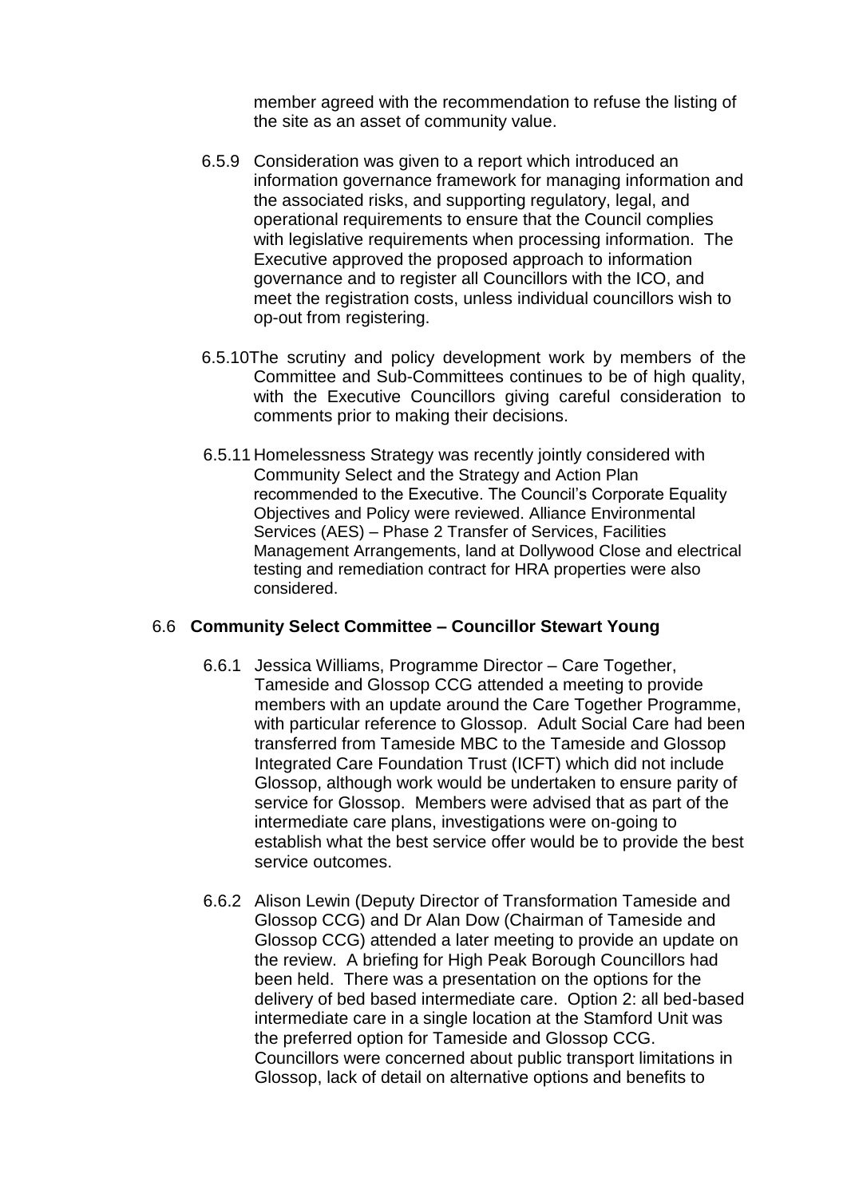member agreed with the recommendation to refuse the listing of the site as an asset of community value.

6.5.9 Consideration was given to a report which introduced an information governance framework for managing information and the associated risks, and supporting regulatory, legal, and operational requirements to ensure that the Council complies with legislative requirements when processing information. The Executive approved the proposed approach to information governance and to register all Councillors with the ICO, and meet the registration costs, unless individual councillors wish to op-out from registering.

6.5.10 The scrutiny and policy development work by members of the Committee and Sub-Committees continues to be of high quality, with the Executive Councillors giving careful consideration to comments prior to making their decisions.

6.5.11 Homelessness Strategy was recently jointly considered with Community Select and the Strategy and Action Plan recommended to the Executive. The Council's Corporate Equality Objectives and Policy were reviewed. Alliance Environmental Services (AES) – Phase 2 Transfer of Services, Facilities Management Arrangements, land at Dollywood Close and electrical testing and remediation contract for HRA properties were also considered.

### 6.6 Community Select Committee – Councillor Stewart Young

6.6.1 Jessica Williams, Programme Director – Care Together, Tameside and Glossop CCG attended a meeting to provide members with an update around the Care Together Programme, with particular reference to Glossop. Adult Social Care had been transferred from Tameside MBC to the Tameside and Glossop Integrated Care Foundation Trust (ICFT) which did not include Glossop, although work would be undertaken to ensure parity of service for Glossop. Members were advised that as part of the intermediate care plans, investigations were on-going to establish what the best service offer would be to provide the best service outcomes.

6.6.2 Alison Lewin (Deputy Director of Transformation Tameside and Glossop CCG) and Dr Alan Dow (Chairman of Tameside and Glossop CCG) attended a later meeting to provide an update on the review. A briefing for High Peak Borough Councillors had been held. There was a presentation on the options for the delivery of bed based intermediate care. Option 2: all bed-based intermediate care in a single location at the Stamford Unit was the preferred option for Tameside and Glossop CCG. Councillors were concerned about public transport limitations in Glossop, lack of detail on alternative options and benefits to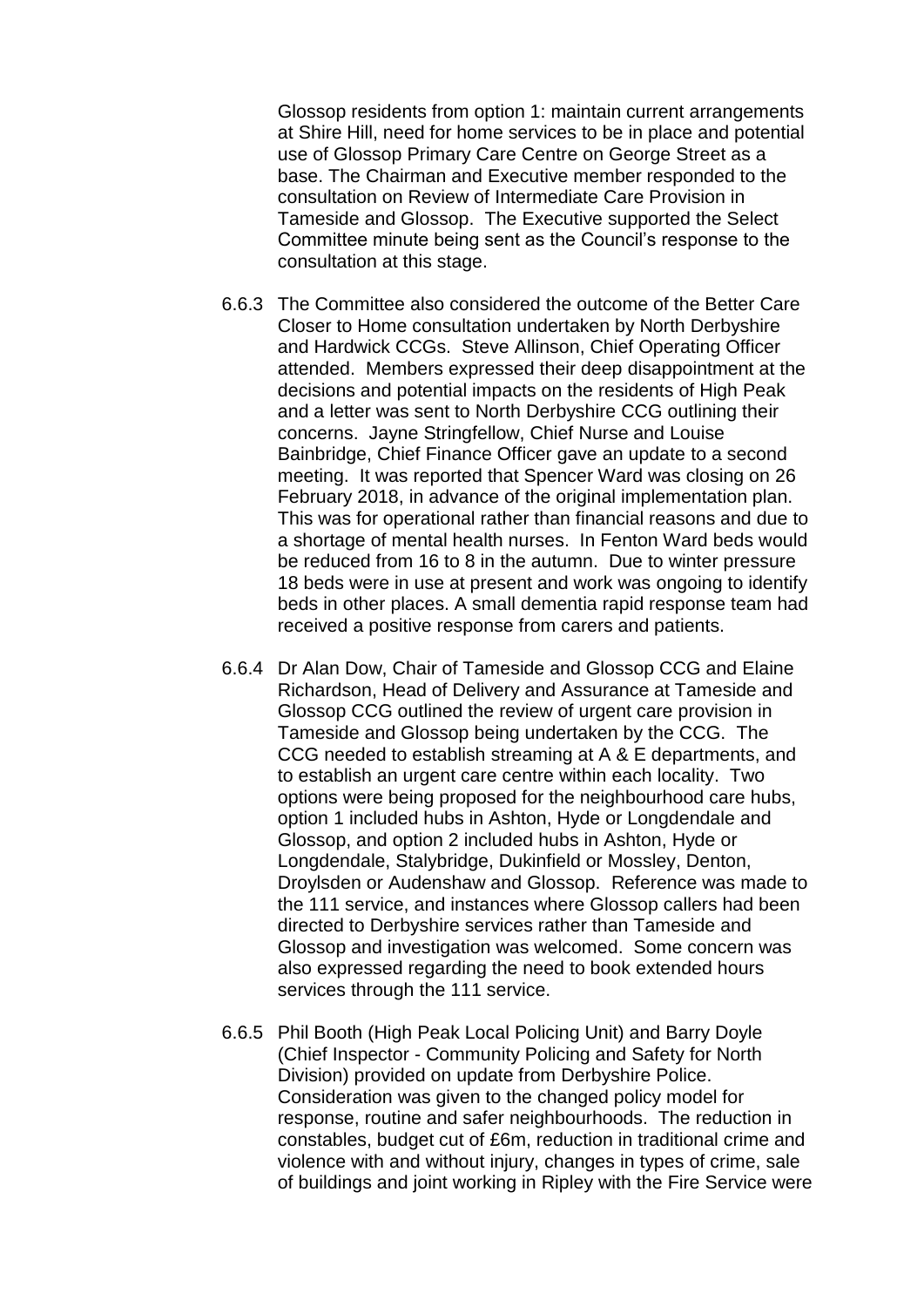Glossop residents from option 1: maintain current arrangements at Shire Hill, need for home services to be in place and potential use of Glossop Primary Care Centre on George Street as a base. The Chairman and Executive member responded to the consultation on Review of Intermediate Care Provision in Tameside and Glossop. The Executive supported the Select Committee minute being sent as the Council's response to the consultation at this stage.

6.6.3 The Committee also considered the outcome of the Better Care Closer to Home consultation undertaken by North Derbyshire and Hardwick CCGs. Steve Allinson, Chief Operating Officer attended. Members expressed their deep disappointment at the decisions and potential impacts on the residents of High Peak and a letter was sent to North Derbyshire CCG outlining their concerns. Jayne Stringfellow, Chief Nurse and Louise Bainbridge, Chief Finance Officer gave an update to a second meeting. It was reported that Spencer Ward was closing on 26 February 2018, in advance of the original implementation plan. This was for operational rather than financial reasons and due to a shortage of mental health nurses. In Fenton Ward beds would be reduced from 16 to 8 in the autumn. Due to winter pressure 18 beds were in use at present and work was ongoing to identify beds in other places. A small dementia rapid response team had received a positive response from carers and patients.

6.6.4 Dr Alan Dow, Chair of Tameside and Glossop CCG and Elaine Richardson, Head of Delivery and Assurance at Tameside and Glossop CCG outlined the review of urgent care provision in Tameside and Glossop being undertaken by the CCG. The CCG needed to establish streaming at A & E departments, and to establish an urgent care centre within each locality. Two options were being proposed for the neighbourhood care hubs, option 1 included hubs in Ashton, Hyde or Longdendale and Glossop, and option 2 included hubs in Ashton, Hyde or Longdendale, Stalybridge, Dukinfield or Mossley, Denton, Droylsden or Audenshaw and Glossop. Reference was made to the 111 service, and instances where Glossop callers had been directed to Derbyshire services rather than Tameside and Glossop and investigation was welcomed. Some concern was also expressed regarding the need to book extended hours services through the 111 service.

6.6.5 Phil Booth (High Peak Local Policing Unit) and Barry Doyle (Chief Inspector - Community Policing and Safety for North Division) provided on update from Derbyshire Police. Consideration was given to the changed policy model for response, routine and safer neighbourhoods. The reduction in constables, budget cut of £6m, reduction in traditional crime and violence with and without injury, changes in types of crime, sale of buildings and joint working in Ripley with the Fire Service were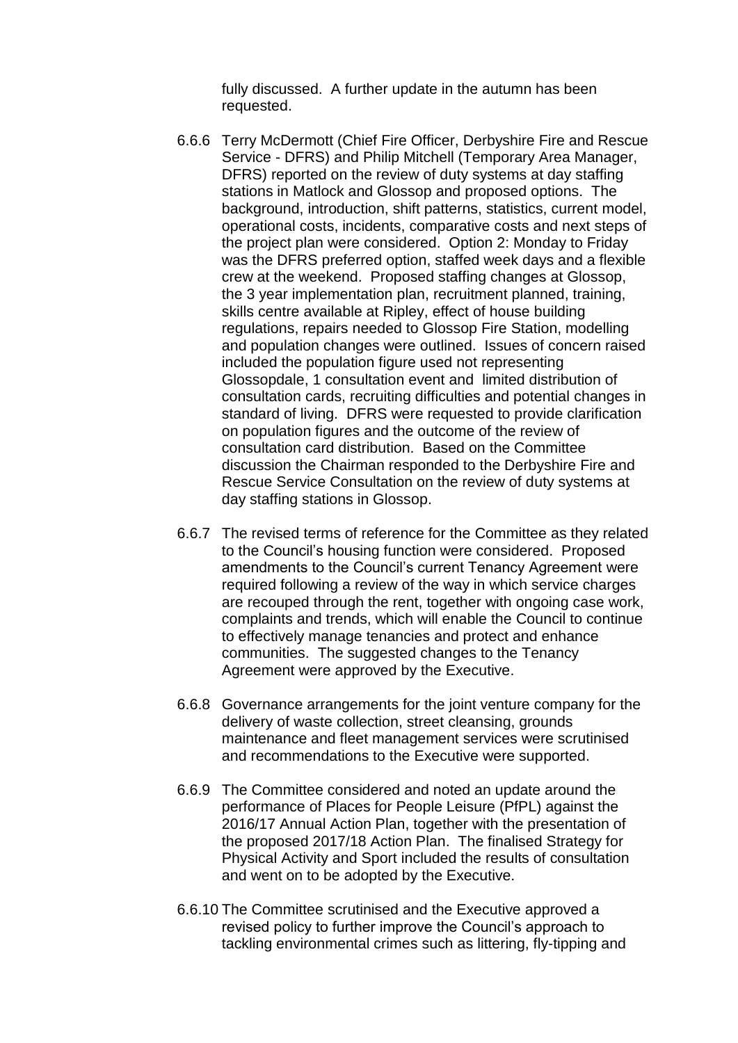fully discussed. A further update in the autumn has been requested.

6.6.6 Terry McDermott (Chief Fire Officer, Derbyshire Fire and Rescue Service - DFRS) and Philip Mitchell (Temporary Area Manager, DFRS) reported on the review of duty systems at day staffing stations in Matlock and Glossop and proposed options. The background, introduction, shift patterns, statistics, current model, operational costs, incidents, comparative costs and next steps of the project plan were considered. Option 2: Monday to Friday was the DFRS preferred option, staffed week days and a flexible crew at the weekend. Proposed staffing changes at Glossop, the 3 year implementation plan, recruitment planned, training, skills centre available at Ripley, effect of house building regulations, repairs needed to Glossop Fire Station, modelling and population changes were outlined. Issues of concern raised included the population figure used not representing Glossopdale, 1 consultation event and limited distribution of consultation cards, recruiting difficulties and potential changes in standard of living. DFRS were requested to provide clarification on population figures and the outcome of the review of consultation card distribution. Based on the Committee discussion the Chairman responded to the Derbyshire Fire and Rescue Service Consultation on the review of duty systems at day staffing stations in Glossop.

6.6.7 The revised terms of reference for the Committee as they related to the Council's housing function were considered. Proposed amendments to the Council's current Tenancy Agreement were required following a review of the way in which service charges are recouped through the rent, together with ongoing case work, complaints and trends, which will enable the Council to continue to effectively manage tenancies and protect and enhance communities. The suggested changes to the Tenancy Agreement were approved by the Executive.

6.6.8 Governance arrangements for the joint venture company for the delivery of waste collection, street cleansing, grounds maintenance and fleet management services were scrutinised and recommendations to the Executive were supported.

6.6.9 The Committee considered and noted an update around the performance of Places for People Leisure (PfPL) against the 2016/17 Annual Action Plan, together with the presentation of the proposed 2017/18 Action Plan. The finalised Strategy for Physical Activity and Sport included the results of consultation and went on to be adopted by the Executive.

6.6.10 The Committee scrutinised and the Executive approved a revised policy to further improve the Council's approach to tackling environmental crimes such as littering, fly-tipping and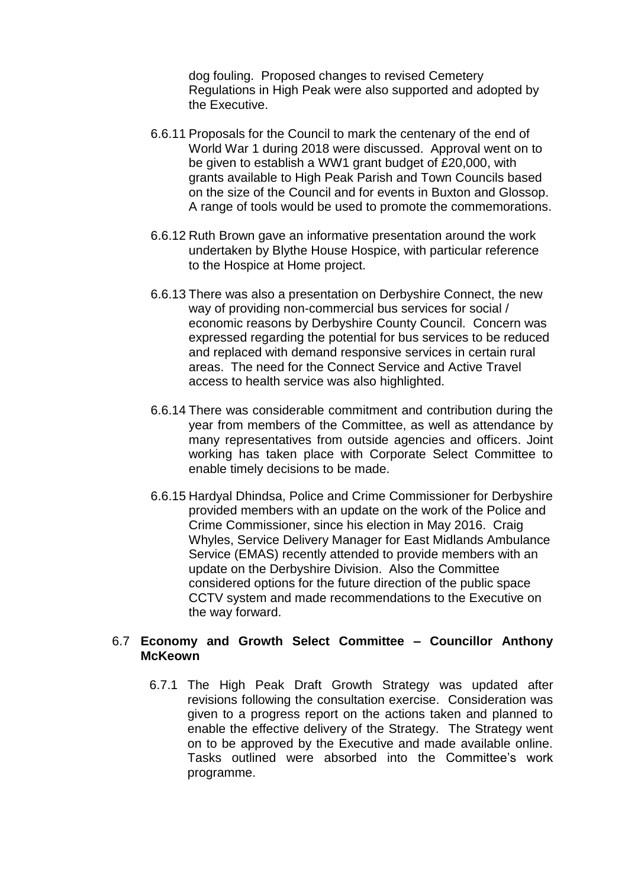dog fouling. Proposed changes to revised Cemetery Regulations in High Peak were also supported and adopted by the Executive.

6.6.11 Proposals for the Council to mark the centenary of the end of World War 1 during 2018 were discussed. Approval went on to be given to establish a WW1 grant budget of £20,000, with grants available to High Peak Parish and Town Councils based on the size of the Council and for events in Buxton and Glossop. A range of tools would be used to promote the commemorations.

6.6.12 Ruth Brown gave an informative presentation around the work undertaken by Blythe House Hospice, with particular reference to the Hospice at Home project.

6.6.13 There was also a presentation on Derbyshire Connect, the new way of providing non-commercial bus services for social / economic reasons by Derbyshire County Council. Concern was expressed regarding the potential for bus services to be reduced and replaced with demand responsive services in certain rural areas. The need for the Connect Service and Active Travel access to health service was also highlighted.

6.6.14 There was considerable commitment and contribution during the year from members of the Committee, as well as attendance by many representatives from outside agencies and officers. Joint working has taken place with Corporate Select Committee to enable timely decisions to be made.

6.6.15 Hardyal Dhindsa, Police and Crime Commissioner for Derbyshire provided members with an update on the work of the Police and Crime Commissioner, since his election in May 2016. Craig Whyles, Service Delivery Manager for East Midlands Ambulance Service (EMAS) recently attended to provide members with an update on the Derbyshire Division. Also the Committee considered options for the future direction of the public space CCTV system and made recommendations to the Executive on the way forward.

6.7 **Economy and Growth Select Committee – Councillor Anthony McKeown**

6.7.1 The High Peak Draft Growth Strategy was updated after revisions following the consultation exercise. Consideration was given to a progress report on the actions taken and planned to enable the effective delivery of the Strategy. The Strategy went on to be approved by the Executive and made available online. Tasks outlined were absorbed into the Committee's work programme.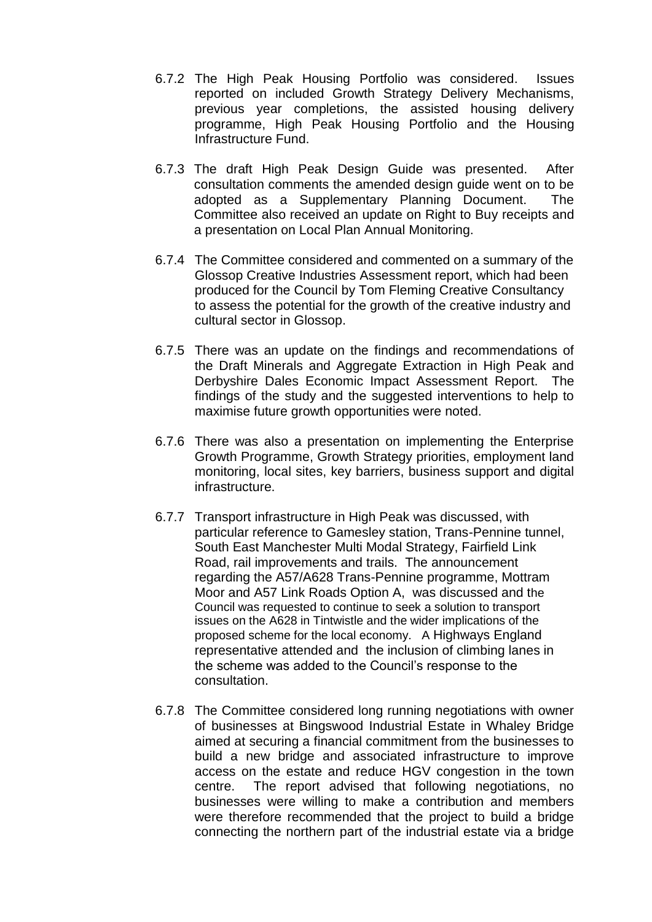6.7.2 The High Peak Housing Portfolio was considered. Issues reported on included Growth Strategy Delivery Mechanisms, previous year completions, the assisted housing delivery programme, High Peak Housing Portfolio and the Housing Infrastructure Fund.

6.7.3 The draft High Peak Design Guide was presented. After consultation comments the amended design guide went on to be adopted as a Supplementary Planning Document. The Committee also received an update on Right to Buy receipts and a presentation on Local Plan Annual Monitoring.

6.7.4 The Committee considered and commented on a summary of the Glossop Creative Industries Assessment report, which had been produced for the Council by Tom Fleming Creative Consultancy to assess the potential for the growth of the creative industry and cultural sector in Glossop.

6.7.5 There was an update on the findings and recommendations of the Draft Minerals and Aggregate Extraction in High Peak and Derbyshire Dales Economic Impact Assessment Report. The findings of the study and the suggested interventions to help to maximise future growth opportunities were noted.

6.7.6 There was also a presentation on implementing the Enterprise Growth Programme, Growth Strategy priorities, employment land monitoring, local sites, key barriers, business support and digital infrastructure.

6.7.7 Transport infrastructure in High Peak was discussed, with particular reference to Gamesley station, Trans-Pennine tunnel, South East Manchester Multi Modal Strategy, Fairfield Link Road, rail improvements and trails. The announcement regarding the A57/A628 Trans-Pennine programme, Mottram Moor and A57 Link Roads Option A, was discussed and the Council was requested to continue to seek a solution to transport issues on the A628 in Tintwistle and the wider implications of the proposed scheme for the local economy. A Highways England representative attended and the inclusion of climbing lanes in the scheme was added to the Council's response to the consultation.

6.7.8 The Committee considered long running negotiations with owner of businesses at Bingswood Industrial Estate in Whaley Bridge aimed at securing a financial commitment from the businesses to build a new bridge and associated infrastructure to improve access on the estate and reduce HGV congestion in the town centre. The report advised that following negotiations, no businesses were willing to make a contribution and members were therefore recommended that the project to build a bridge connecting the northern part of the industrial estate via a bridge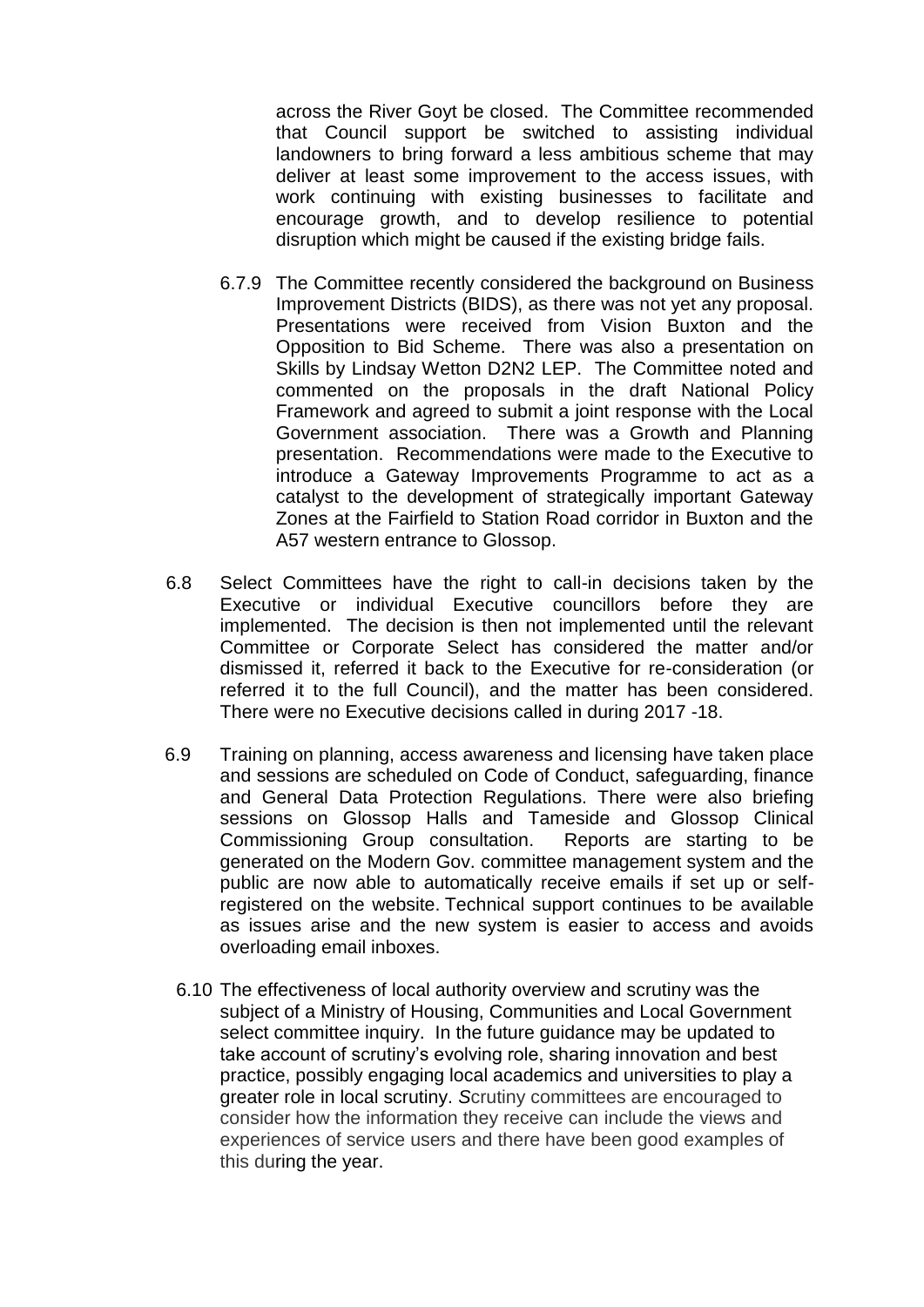across the River Goyt be closed. The Committee recommended that Council support be switched to assisting individual landowners to bring forward a less ambitious scheme that may deliver at least some improvement to the access issues, with work continuing with existing businesses to facilitate and encourage growth, and to develop resilience to potential disruption which might be caused if the existing bridge fails.

6.7.9 The Committee recently considered the background on Business Improvement Districts (BIDS), as there was not yet any proposal. Presentations were received from Vision Buxton and the Opposition to Bid Scheme. There was also a presentation on Skills by Lindsay Wetton D2N2 LEP. The Committee noted and commented on the proposals in the draft National Policy Framework and agreed to submit a joint response with the Local Government association. There was a Growth and Planning presentation. Recommendations were made to the Executive to introduce a Gateway Improvements Programme to act as a catalyst to the development of strategically important Gateway Zones at the Fairfield to Station Road corridor in Buxton and the A57 western entrance to Glossop.

6.8 Select Committees have the right to call-in decisions taken by the Executive or individual Executive councillors before they are implemented. The decision is then not implemented until the relevant Committee or Corporate Select has considered the matter and/or dismissed it, referred it back to the Executive for re-consideration (or referred it to the full Council), and the matter has been considered. There were no Executive decisions called in during 2017 -18.

6.9 Training on planning, access awareness and licensing have taken place and sessions are scheduled on Code of Conduct, safeguarding, finance and General Data Protection Regulations. There were also briefing sessions on Glossop Halls and Tameside and Glossop Clinical Commissioning Group consultation. Reports are starting to be generated on the Modern Gov. committee management system and the public are now able to automatically receive emails if set up or self-registered on the website. Technical support continues to be available as issues arise and the new system is easier to access and avoids overloading email inboxes.

6.10 The effectiveness of local authority overview and scrutiny was the subject of a Ministry of Housing, Communities and Local Government select committee inquiry. In the future guidance may be updated to take account of scrutiny's evolving role, sharing innovation and best practice, possibly engaging local academics and universities to play a greater role in local scrutiny. Scrutiny committees are encouraged to consider how the information they receive can include the views and experiences of service users and there have been good examples of this during the year.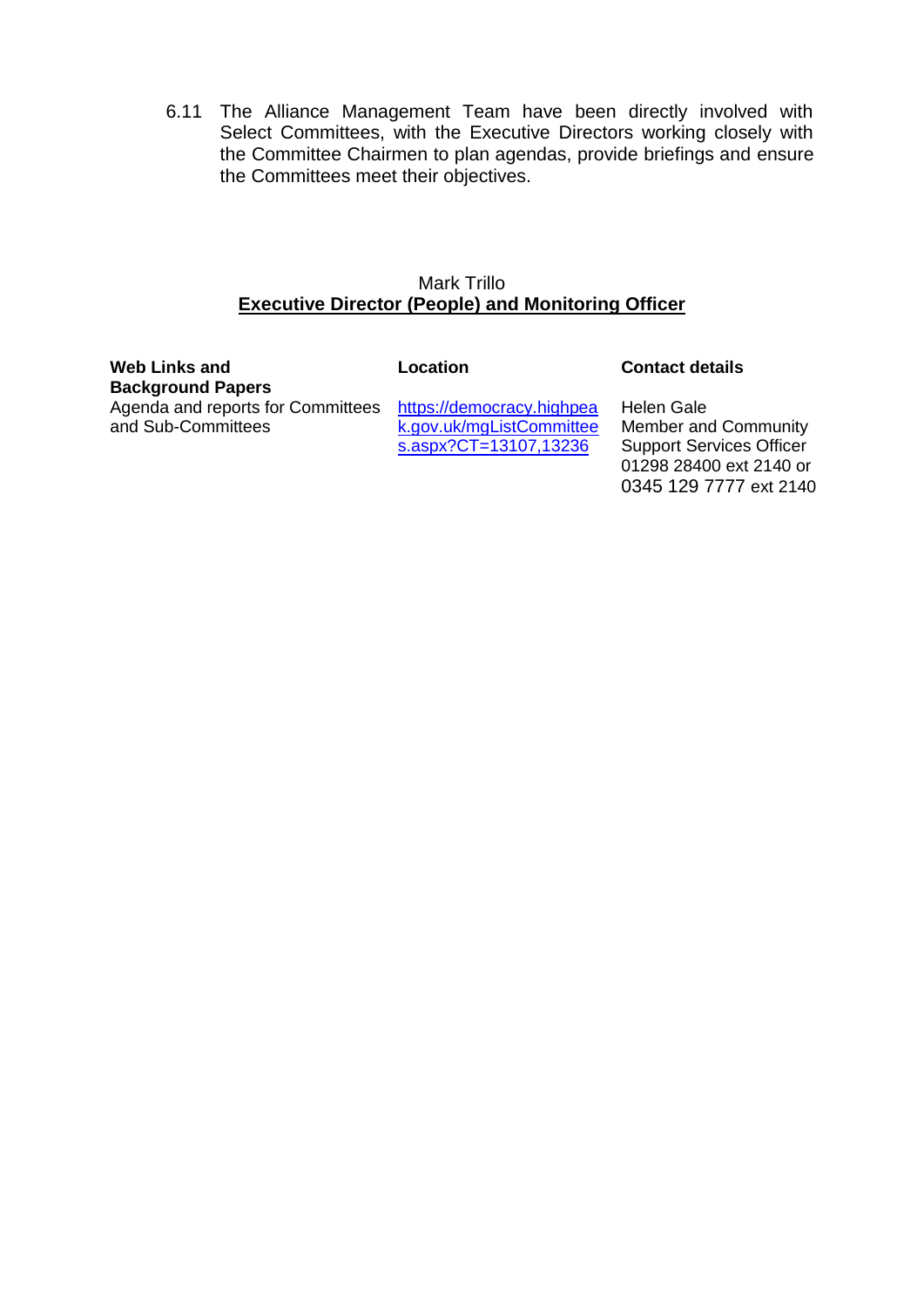6.11 The Alliance Management Team have been directly involved with Select Committees, with the Executive Directors working closely with the Committee Chairmen to plan agendas, provide briefings and ensure the Committees meet their objectives.

Mark Trillo
**Executive Director (People) and Monitoring Officer**

| **Web Links and Background Papers** | **Location** | **Contact details** |
| --- | --- | --- |
| Agenda and reports for Committees and Sub-Committees | https://democracy.highpeak.gov.uk/mgListCommittees.aspx?CT=13107,13236 | Helen Gale<br>Member and Community Support Services Officer<br>01298 28400 ext 2140 or 0345 129 7777 ext 2140 |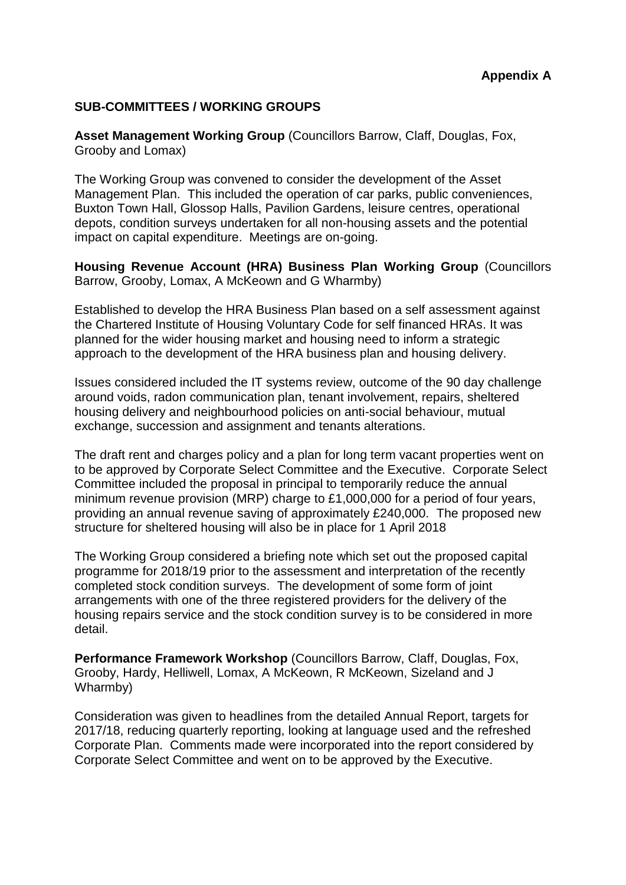**Appendix A**

## SUB-COMMITTEES / WORKING GROUPS

**Asset Management Working Group** (Councillors Barrow, Claff, Douglas, Fox, Grooby and Lomax)

The Working Group was convened to consider the development of the Asset Management Plan. This included the operation of car parks, public conveniences, Buxton Town Hall, Glossop Halls, Pavilion Gardens, leisure centres, operational depots, condition surveys undertaken for all non-housing assets and the potential impact on capital expenditure. Meetings are on-going.

**Housing Revenue Account (HRA) Business Plan Working Group** (Councillors Barrow, Grooby, Lomax, A McKeown and G Wharmby)

Established to develop the HRA Business Plan based on a self assessment against the Chartered Institute of Housing Voluntary Code for self financed HRAs. It was planned for the wider housing market and housing need to inform a strategic approach to the development of the HRA business plan and housing delivery.

Issues considered included the IT systems review, outcome of the 90 day challenge around voids, radon communication plan, tenant involvement, repairs, sheltered housing delivery and neighbourhood policies on anti-social behaviour, mutual exchange, succession and assignment and tenants alterations.

The draft rent and charges policy and a plan for long term vacant properties went on to be approved by Corporate Select Committee and the Executive. Corporate Select Committee included the proposal in principal to temporarily reduce the annual minimum revenue provision (MRP) charge to £1,000,000 for a period of four years, providing an annual revenue saving of approximately £240,000. The proposed new structure for sheltered housing will also be in place for 1 April 2018

The Working Group considered a briefing note which set out the proposed capital programme for 2018/19 prior to the assessment and interpretation of the recently completed stock condition surveys. The development of some form of joint arrangements with one of the three registered providers for the delivery of the housing repairs service and the stock condition survey is to be considered in more detail.

**Performance Framework Workshop** (Councillors Barrow, Claff, Douglas, Fox, Grooby, Hardy, Helliwell, Lomax, A McKeown, R McKeown, Sizeland and J Wharmby)

Consideration was given to headlines from the detailed Annual Report, targets for 2017/18, reducing quarterly reporting, looking at language used and the refreshed Corporate Plan. Comments made were incorporated into the report considered by Corporate Select Committee and went on to be approved by the Executive.